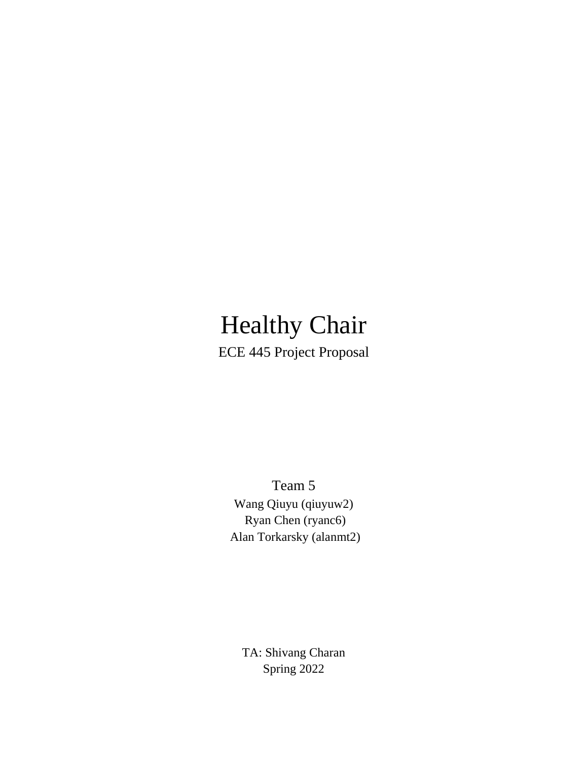# Healthy Chair

ECE 445 Project Proposal

Team 5

Wang Qiuyu (qiuyuw2)

Ryan Chen (ryanc6)

Alan Torkarsky (alanmt2)

TA: Shivang Charan

Spring 2022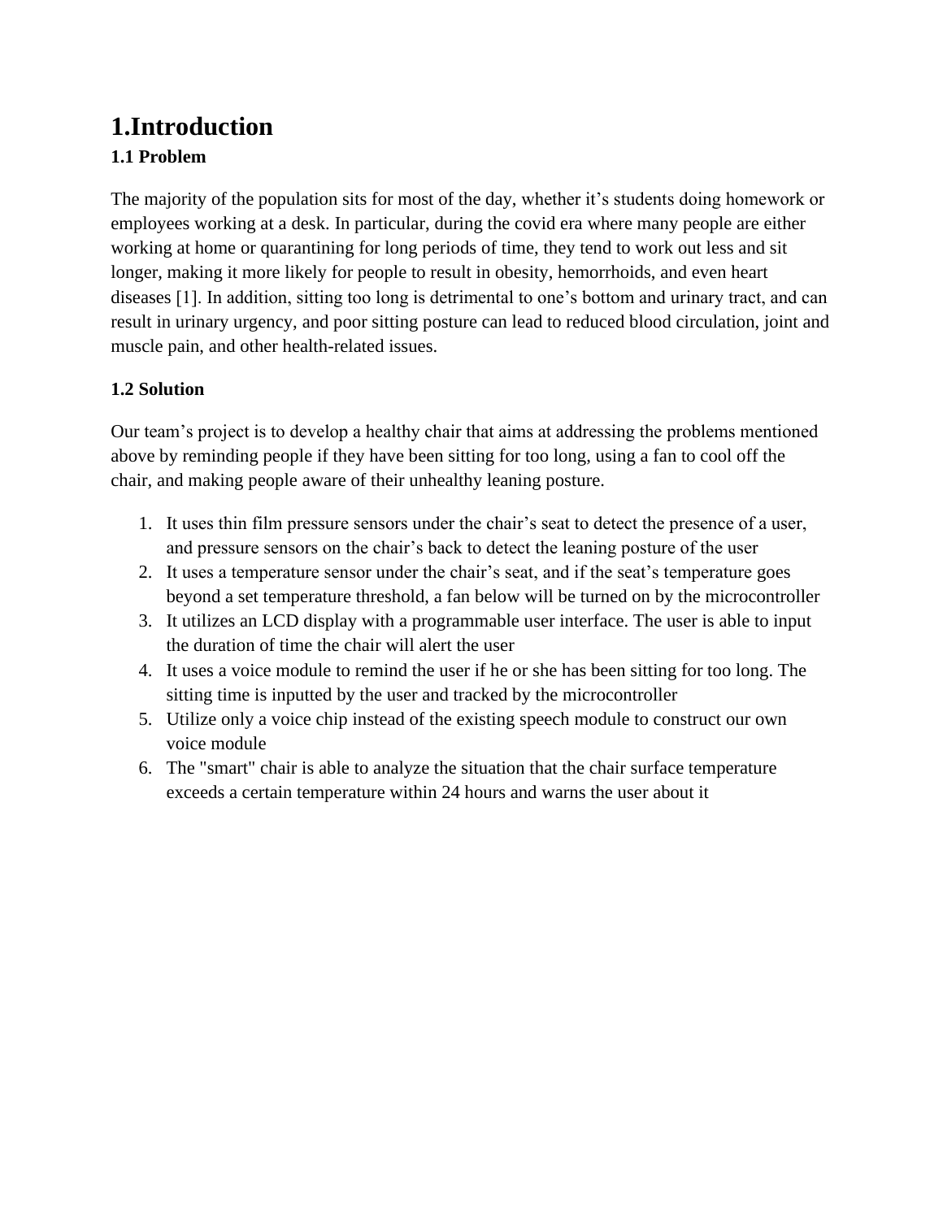# 1.Introduction

## 1.1 Problem

The majority of the population sits for most of the day, whether it's students doing homework or employees working at a desk. In particular, during the covid era where many people are either working at home or quarantining for long periods of time, they tend to work out less and sit longer, making it more likely for people to result in obesity, hemorrhoids, and even heart diseases [1]. In addition, sitting too long is detrimental to one's bottom and urinary tract, and can result in urinary urgency, and poor sitting posture can lead to reduced blood circulation, joint and muscle pain, and other health-related issues.

## 1.2 Solution

Our team's project is to develop a healthy chair that aims at addressing the problems mentioned above by reminding people if they have been sitting for too long, using a fan to cool off the chair, and making people aware of their unhealthy leaning posture.

1. It uses thin film pressure sensors under the chair's seat to detect the presence of a user, and pressure sensors on the chair's back to detect the leaning posture of the user
2. It uses a temperature sensor under the chair's seat, and if the seat's temperature goes beyond a set temperature threshold, a fan below will be turned on by the microcontroller
3. It utilizes an LCD display with a programmable user interface. The user is able to input the duration of time the chair will alert the user
4. It uses a voice module to remind the user if he or she has been sitting for too long. The sitting time is inputted by the user and tracked by the microcontroller
5. Utilize only a voice chip instead of the existing speech module to construct our own voice module
6. The "smart" chair is able to analyze the situation that the chair surface temperature exceeds a certain temperature within 24 hours and warns the user about it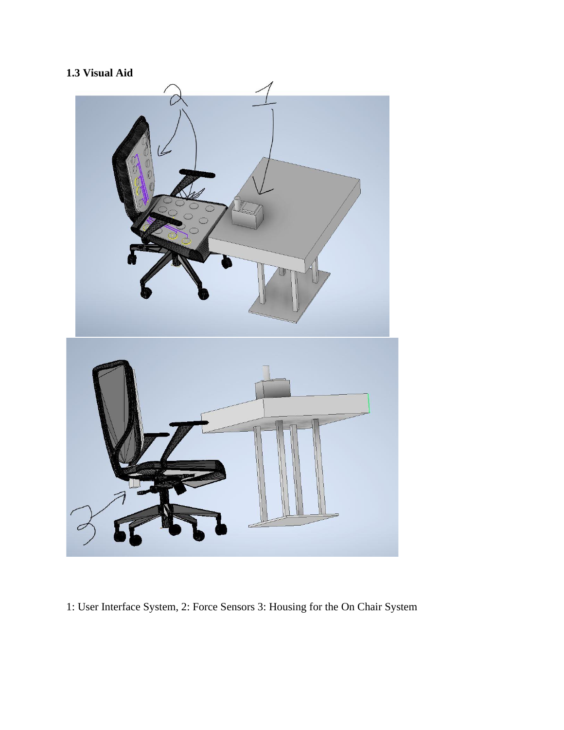### 1.3 Visual Aid

1: User Interface System, 2: Force Sensors 3: Housing for the On Chair System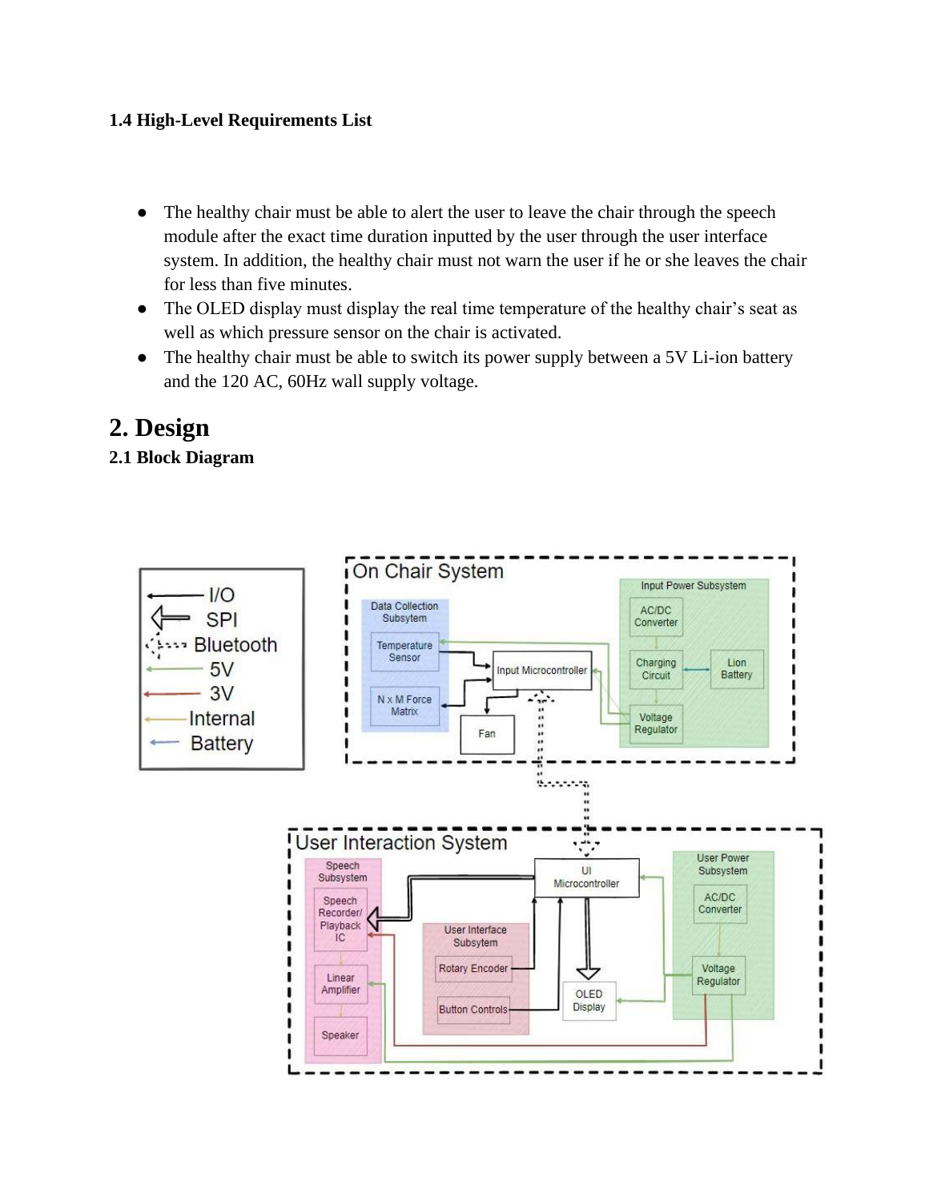### 1.4 High-Level Requirements List

- The healthy chair must be able to alert the user to leave the chair through the speech module after the exact time duration inputted by the user through the user interface system. In addition, the healthy chair must not warn the user if he or she leaves the chair for less than five minutes.
- The OLED display must display the real time temperature of the healthy chair's seat as well as which pressure sensor on the chair is activated.
- The healthy chair must be able to switch its power supply between a 5V Li-ion battery and the 120 AC, 60Hz wall supply voltage.

# 2. Design

### 2.1 Block Diagram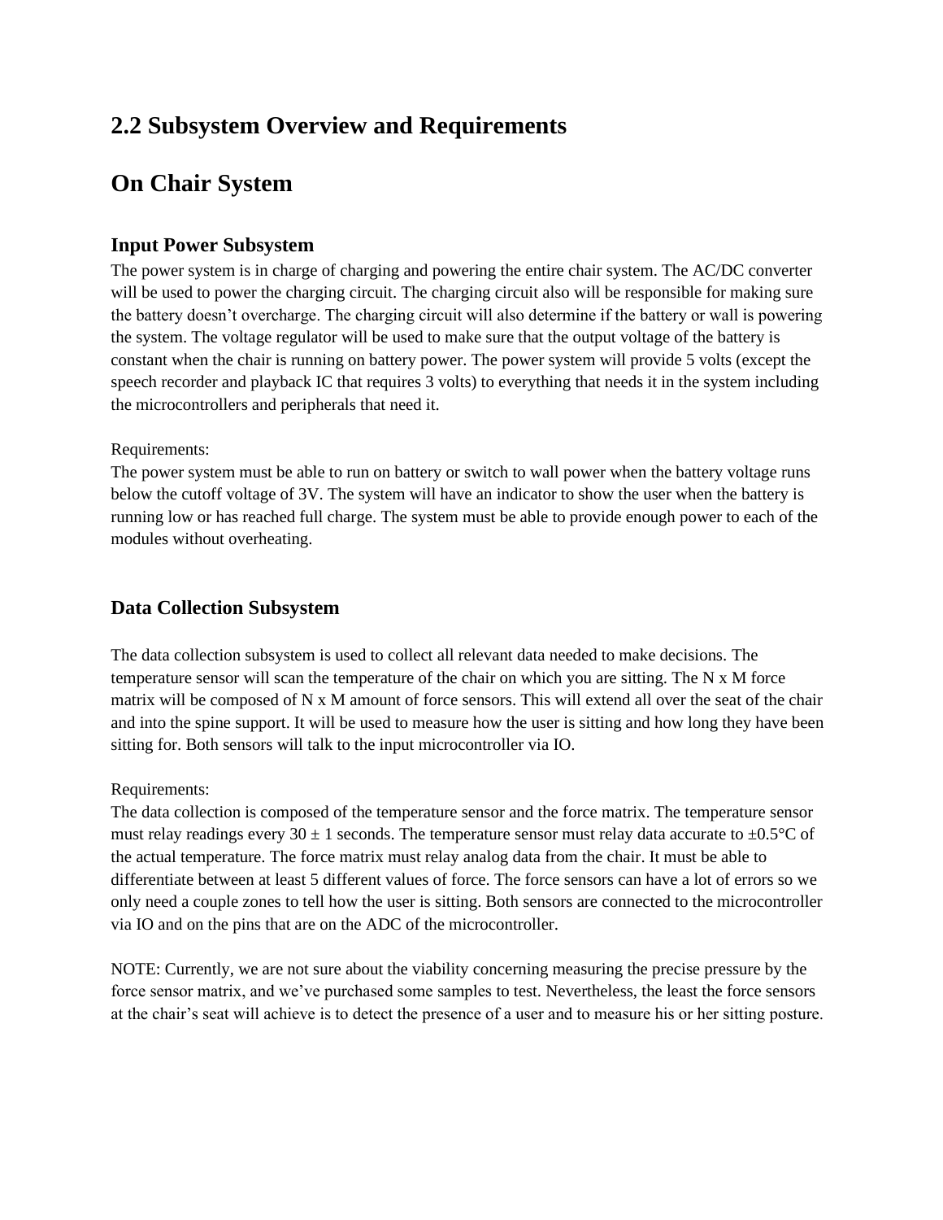## 2.2 Subsystem Overview and Requirements

## On Chair System

### Input Power Subsystem

The power system is in charge of charging and powering the entire chair system. The AC/DC converter will be used to power the charging circuit. The charging circuit also will be responsible for making sure the battery doesn't overcharge. The charging circuit will also determine if the battery or wall is powering the system. The voltage regulator will be used to make sure that the output voltage of the battery is constant when the chair is running on battery power. The power system will provide 5 volts (except the speech recorder and playback IC that requires 3 volts) to everything that needs it in the system including the microcontrollers and peripherals that need it.

Requirements:
The power system must be able to run on battery or switch to wall power when the battery voltage runs below the cutoff voltage of 3V. The system will have an indicator to show the user when the battery is running low or has reached full charge. The system must be able to provide enough power to each of the modules without overheating.

### Data Collection Subsystem

The data collection subsystem is used to collect all relevant data needed to make decisions. The temperature sensor will scan the temperature of the chair on which you are sitting. The N x M force matrix will be composed of N x M amount of force sensors. This will extend all over the seat of the chair and into the spine support. It will be used to measure how the user is sitting and how long they have been sitting for. Both sensors will talk to the input microcontroller via IO.

Requirements:
The data collection is composed of the temperature sensor and the force matrix. The temperature sensor must relay readings every $30 \pm 1$ seconds. The temperature sensor must relay data accurate to $\pm 0.5$°C of the actual temperature. The force matrix must relay analog data from the chair. It must be able to differentiate between at least 5 different values of force. The force sensors can have a lot of errors so we only need a couple zones to tell how the user is sitting. Both sensors are connected to the microcontroller via IO and on the pins that are on the ADC of the microcontroller.

NOTE: Currently, we are not sure about the viability concerning measuring the precise pressure by the force sensor matrix, and we've purchased some samples to test. Nevertheless, the least the force sensors at the chair's seat will achieve is to detect the presence of a user and to measure his or her sitting posture.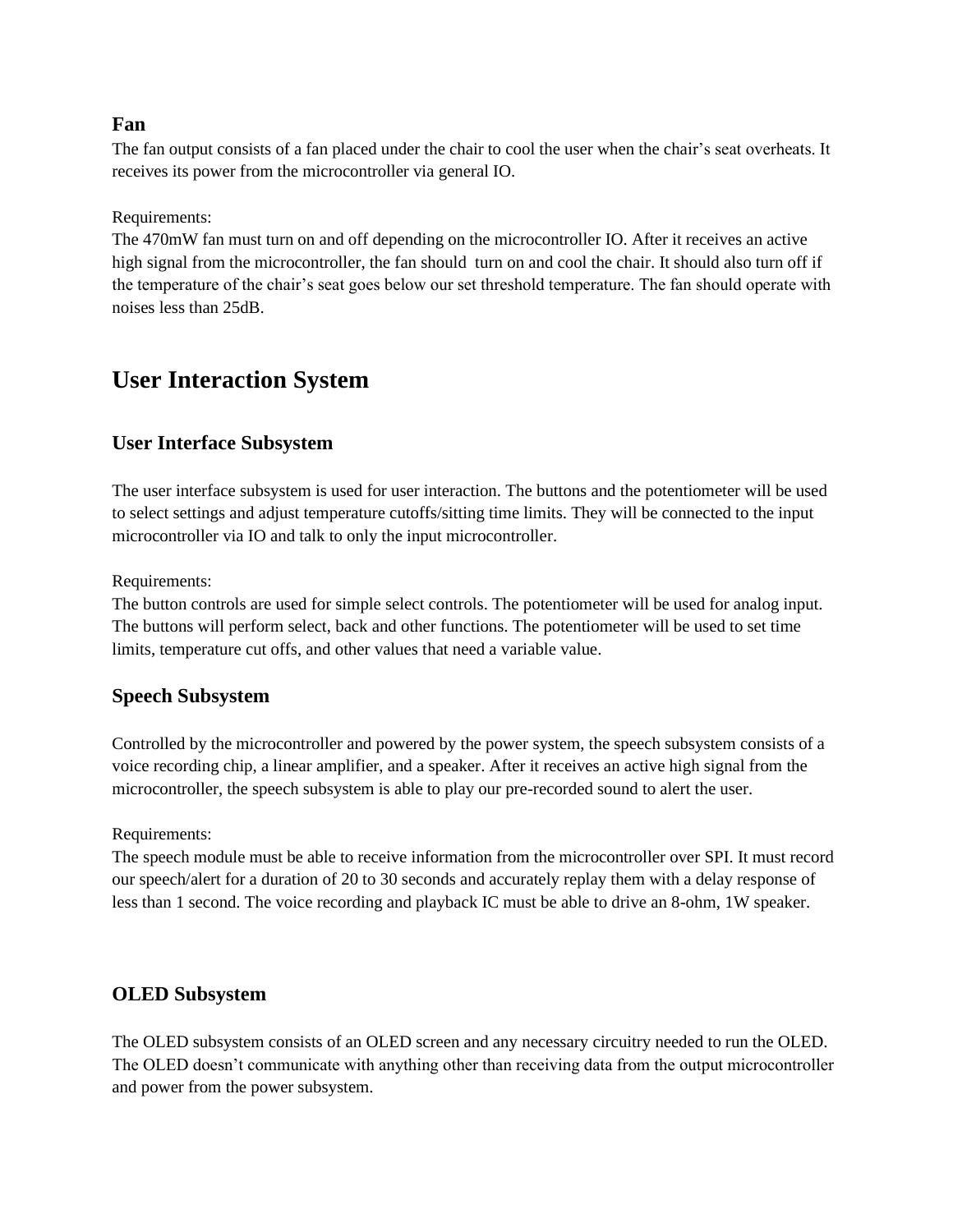### Fan

The fan output consists of a fan placed under the chair to cool the user when the chair's seat overheats. It receives its power from the microcontroller via general IO.

Requirements:
The 470mW fan must turn on and off depending on the microcontroller IO. After it receives an active high signal from the microcontroller, the fan should turn on and cool the chair. It should also turn off if the temperature of the chair's seat goes below our set threshold temperature. The fan should operate with noises less than 25dB.

## User Interaction System

### User Interface Subsystem

The user interface subsystem is used for user interaction. The buttons and the potentiometer will be used to select settings and adjust temperature cutoffs/sitting time limits. They will be connected to the input microcontroller via IO and talk to only the input microcontroller.

Requirements:
The button controls are used for simple select controls. The potentiometer will be used for analog input. The buttons will perform select, back and other functions. The potentiometer will be used to set time limits, temperature cut offs, and other values that need a variable value.

### Speech Subsystem

Controlled by the microcontroller and powered by the power system, the speech subsystem consists of a voice recording chip, a linear amplifier, and a speaker. After it receives an active high signal from the microcontroller, the speech subsystem is able to play our pre-recorded sound to alert the user.

Requirements:
The speech module must be able to receive information from the microcontroller over SPI. It must record our speech/alert for a duration of 20 to 30 seconds and accurately replay them with a delay response of less than 1 second. The voice recording and playback IC must be able to drive an 8-ohm, 1W speaker.

### OLED Subsystem

The OLED subsystem consists of an OLED screen and any necessary circuitry needed to run the OLED. The OLED doesn't communicate with anything other than receiving data from the output microcontroller and power from the power subsystem.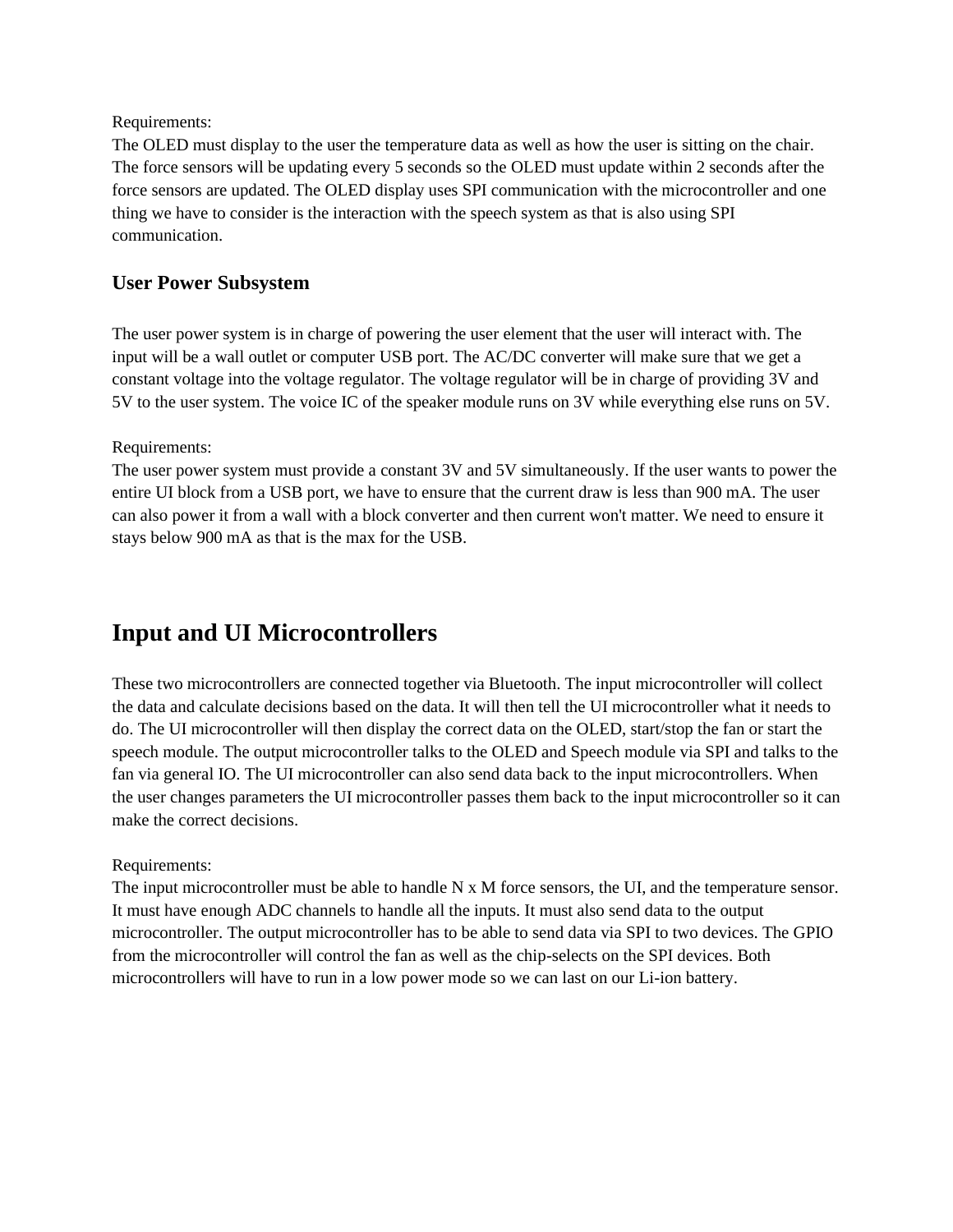Requirements:
The OLED must display to the user the temperature data as well as how the user is sitting on the chair. The force sensors will be updating every 5 seconds so the OLED must update within 2 seconds after the force sensors are updated. The OLED display uses SPI communication with the microcontroller and one thing we have to consider is the interaction with the speech system as that is also using SPI communication.

### User Power Subsystem

The user power system is in charge of powering the user element that the user will interact with. The input will be a wall outlet or computer USB port. The AC/DC converter will make sure that we get a constant voltage into the voltage regulator. The voltage regulator will be in charge of providing 3V and 5V to the user system. The voice IC of the speaker module runs on 3V while everything else runs on 5V.

Requirements:
The user power system must provide a constant 3V and 5V simultaneously. If the user wants to power the entire UI block from a USB port, we have to ensure that the current draw is less than 900 mA. The user can also power it from a wall with a block converter and then current won't matter. We need to ensure it stays below 900 mA as that is the max for the USB.

## Input and UI Microcontrollers

These two microcontrollers are connected together via Bluetooth. The input microcontroller will collect the data and calculate decisions based on the data. It will then tell the UI microcontroller what it needs to do. The UI microcontroller will then display the correct data on the OLED, start/stop the fan or start the speech module. The output microcontroller talks to the OLED and Speech module via SPI and talks to the fan via general IO. The UI microcontroller can also send data back to the input microcontrollers. When the user changes parameters the UI microcontroller passes them back to the input microcontroller so it can make the correct decisions.

Requirements:
The input microcontroller must be able to handle N x M force sensors, the UI, and the temperature sensor. It must have enough ADC channels to handle all the inputs. It must also send data to the output microcontroller. The output microcontroller has to be able to send data via SPI to two devices. The GPIO from the microcontroller will control the fan as well as the chip-selects on the SPI devices. Both microcontrollers will have to run in a low power mode so we can last on our Li-ion battery.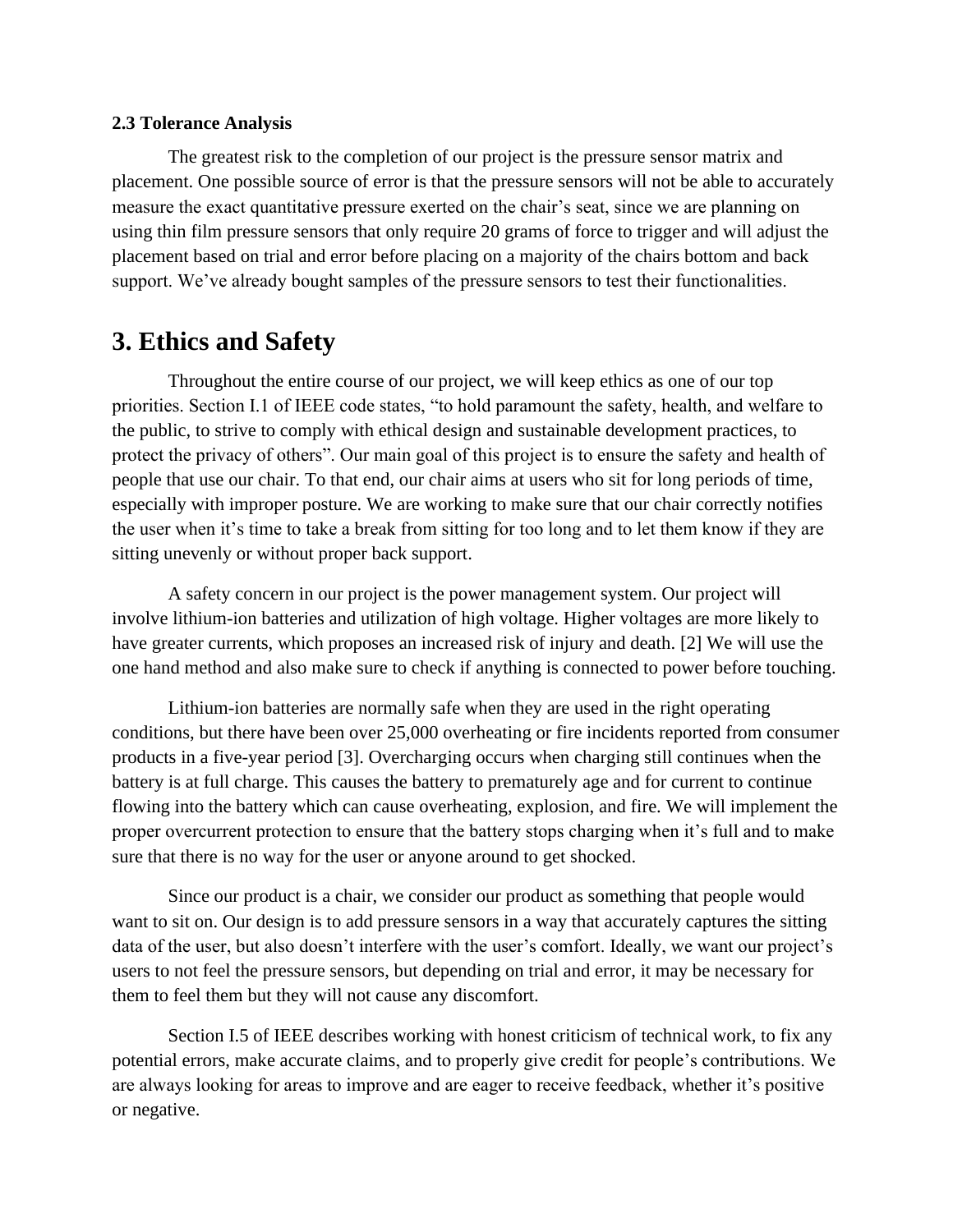### 2.3 Tolerance Analysis

The greatest risk to the completion of our project is the pressure sensor matrix and placement. One possible source of error is that the pressure sensors will not be able to accurately measure the exact quantitative pressure exerted on the chair's seat, since we are planning on using thin film pressure sensors that only require 20 grams of force to trigger and will adjust the placement based on trial and error before placing on a majority of the chairs bottom and back support. We've already bought samples of the pressure sensors to test their functionalities.

# 3. Ethics and Safety

Throughout the entire course of our project, we will keep ethics as one of our top priorities. Section I.1 of IEEE code states, "to hold paramount the safety, health, and welfare to the public, to strive to comply with ethical design and sustainable development practices, to protect the privacy of others". Our main goal of this project is to ensure the safety and health of people that use our chair. To that end, our chair aims at users who sit for long periods of time, especially with improper posture. We are working to make sure that our chair correctly notifies the user when it's time to take a break from sitting for too long and to let them know if they are sitting unevenly or without proper back support.

A safety concern in our project is the power management system. Our project will involve lithium-ion batteries and utilization of high voltage. Higher voltages are more likely to have greater currents, which proposes an increased risk of injury and death. [2] We will use the one hand method and also make sure to check if anything is connected to power before touching.

Lithium-ion batteries are normally safe when they are used in the right operating conditions, but there have been over 25,000 overheating or fire incidents reported from consumer products in a five-year period [3]. Overcharging occurs when charging still continues when the battery is at full charge. This causes the battery to prematurely age and for current to continue flowing into the battery which can cause overheating, explosion, and fire. We will implement the proper overcurrent protection to ensure that the battery stops charging when it's full and to make sure that there is no way for the user or anyone around to get shocked.

Since our product is a chair, we consider our product as something that people would want to sit on. Our design is to add pressure sensors in a way that accurately captures the sitting data of the user, but also doesn't interfere with the user's comfort. Ideally, we want our project's users to not feel the pressure sensors, but depending on trial and error, it may be necessary for them to feel them but they will not cause any discomfort.

Section I.5 of IEEE describes working with honest criticism of technical work, to fix any potential errors, make accurate claims, and to properly give credit for people's contributions. We are always looking for areas to improve and are eager to receive feedback, whether it's positive or negative.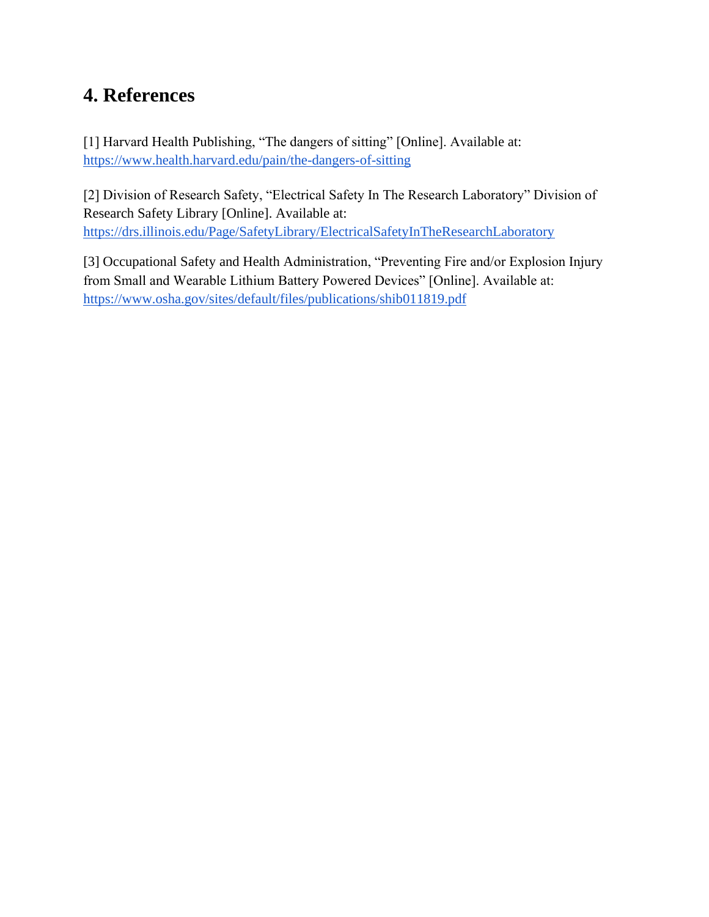## 4. References

[1] Harvard Health Publishing, “The dangers of sitting” [Online]. Available at: https://www.health.harvard.edu/pain/the-dangers-of-sitting

[2] Division of Research Safety, “Electrical Safety In The Research Laboratory” Division of Research Safety Library [Online]. Available at: https://drs.illinois.edu/Page/SafetyLibrary/ElectricalSafetyInTheResearchLaboratory

[3] Occupational Safety and Health Administration, “Preventing Fire and/or Explosion Injury from Small and Wearable Lithium Battery Powered Devices” [Online]. Available at: https://www.osha.gov/sites/default/files/publications/shib011819.pdf